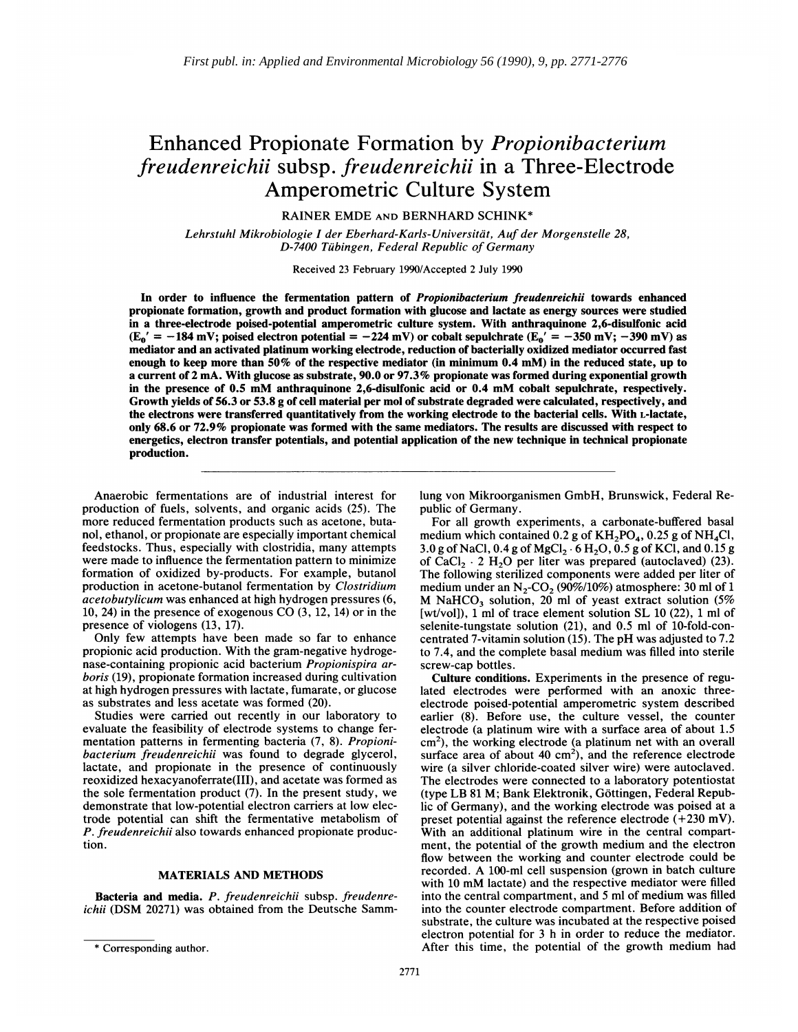First publ. in: Applied and Environmental Microbiology 56 (1990), 9, pp. 2771-2776

# Enhanced Propionate Formation by *Propionibacterium freudenreichii* subsp. *freudenreichii* in a Three-Electrode Amperometric Culture System

RAINER EMDE AND BERNHARD SCHINK*

*Lehrstuhl Mikrobiologie I der Eberhard-Karls-Universität, Auf der Morgenstelle 28, D-7400 Tübingen, Federal Republic of Germany*

Received 23 February 1990/Accepted 2 July 1990

**In order to influence the fermentation pattern of *Propionibacterium freudenreichii* towards enhanced propionate formation, growth and product formation with glucose and lactate as energy sources were studied in a three-electrode poised-potential amperometric culture system. With anthraquinone 2,6-disulfonic acid ($E_0'$ = −184 mV; poised electron potential = −224 mV) or cobalt sepulchrate ($E_0'$ = −350 mV; −390 mV) as mediator and an activated platinum working electrode, reduction of bacterially oxidized mediator occurred fast enough to keep more than 50% of the respective mediator (in minimum 0.4 mM) in the reduced state, up to a current of 2 mA. With glucose as substrate, 90.0 or 97.3% propionate was formed during exponential growth in the presence of 0.5 mM anthraquinone 2,6-disulfonic acid or 0.4 mM cobalt sepulchrate, respectively. Growth yields of 56.3 or 53.8 g of cell material per mol of substrate degraded were calculated, respectively, and the electrons were transferred quantitatively from the working electrode to the bacterial cells. With L-lactate, only 68.6 or 72.9% propionate was formed with the same mediators. The results are discussed with respect to energetics, electron transfer potentials, and potential application of the new technique in technical propionate production.**

Anaerobic fermentations are of industrial interest for production of fuels, solvents, and organic acids (25). The more reduced fermentation products such as acetone, butanol, ethanol, or propionate are especially important chemical feedstocks. Thus, especially with clostridia, many attempts were made to influence the fermentation pattern to minimize formation of oxidized by-products. For example, butanol production in acetone-butanol fermentation by *Clostridium acetobutylicum* was enhanced at high hydrogen pressures (6, 10, 24) in the presence of exogenous CO (3, 12, 14) or in the presence of viologens (13, 17).

Only few attempts have been made so far to enhance propionic acid production. With the gram-negative hydrogenase-containing propionic acid bacterium *Propionispira arboris* (19), propionate formation increased during cultivation at high hydrogen pressures with lactate, fumarate, or glucose as substrates and less acetate was formed (20).

Studies were carried out recently in our laboratory to evaluate the feasibility of electrode systems to change fermentation patterns in fermenting bacteria (7, 8). *Propionibacterium freudenreichii* was found to degrade glycerol, lactate, and propionate in the presence of continuously reoxidized hexacyanoferrate(III), and acetate was formed as the sole fermentation product (7). In the present study, we demonstrate that low-potential electron carriers at low electrode potential can shift the fermentative metabolism of *P. freudenreichii* also towards enhanced propionate production.

## MATERIALS AND METHODS

**Bacteria and media.** *P. freudenreichii* subsp. *freudenreichii* (DSM 20271) was obtained from the Deutsche Sammlung von Mikroorganismen GmbH, Brunswick, Federal Republic of Germany.

For all growth experiments, a carbonate-buffered basal medium which contained 0.2 g of $KH_2PO_4$, 0.25 g of $NH_4Cl$, 3.0 g of NaCl, 0.4 g of $MgCl_2 \cdot 6\,H_2O$, 0.5 g of KCl, and 0.15 g of $CaCl_2 \cdot 2\,H_2O$ per liter was prepared (autoclaved) (23). The following sterilized components were added per liter of medium under an $N_2$-$CO_2$ (90%/10%) atmosphere: 30 ml of 1 M $NaHCO_3$ solution, 20 ml of yeast extract solution (5% [wt/vol]), 1 ml of trace element solution SL 10 (22), 1 ml of selenite-tungstate solution (21), and 0.5 ml of 10-fold-concentrated 7-vitamin solution (15). The pH was adjusted to 7.2 to 7.4, and the complete basal medium was filled into sterile screw-cap bottles.

**Culture conditions.** Experiments in the presence of regulated electrodes were performed with an anoxic three-electrode poised-potential amperometric system described earlier (8). Before use, the culture vessel, the counter electrode (a platinum wire with a surface area of about 1.5 $cm^2$), the working electrode (a platinum net with an overall surface area of about 40 $cm^2$), and the reference electrode wire (a silver chloride-coated silver wire) were autoclaved. The electrodes were connected to a laboratory potentiostat (type LB 81 M; Bank Elektronik, Göttingen, Federal Republic of Germany), and the working electrode was poised at a preset potential against the reference electrode (+230 mV). With an additional platinum wire in the central compartment, the potential of the growth medium and the electron flow between the working and counter electrode could be recorded. A 100-ml cell suspension (grown in batch culture with 10 mM lactate) and the respective mediator were filled into the central compartment, and 5 ml of medium was filled into the counter electrode compartment. Before addition of substrate, the culture was incubated at the respective poised electron potential for 3 h in order to reduce the mediator. After this time, the potential of the growth medium had

\* Corresponding author.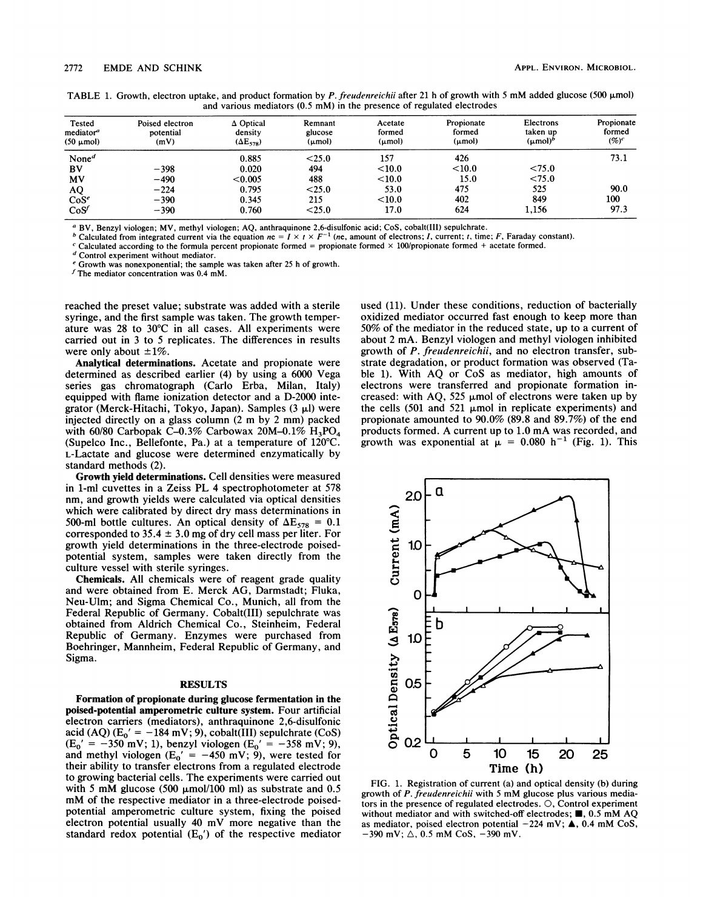TABLE 1. Growth, electron uptake, and product formation by *P. freudenreichii* after 21 h of growth with 5 mM added glucose (500 μmol) and various mediators (0.5 mM) in the presence of regulated electrodes

| Tested mediator[a] (50 μmol) | Poised electron potential (mV) | Δ Optical density ($\Delta E_{578}$) | Remnant glucose (μmol) | Acetate formed (μmol) | Propionate formed (μmol) | Electrons taken up (μmol)[b] | Propionate formed (%)[c] |
|---|---|---|---|---|---|---|---|
| None[d] | | 0.885 | <25.0 | 157 | 426 | | 73.1 |
| BV | −398 | 0.020 | 494 | <10.0 | <10.0 | <75.0 | |
| MV | −490 | <0.005 | 488 | <10.0 | 15.0 | <75.0 | |
| AQ | −224 | 0.795 | <25.0 | 53.0 | 475 | 525 | 90.0 |
| CoS[e] | −390 | 0.345 | 215 | <10.0 | 402 | 849 | 100 |
| CoS[f] | −390 | 0.760 | <25.0 | 17.0 | 624 | 1,156 | 97.3 |

[a] BV, Benzyl viologen; MV, methyl viologen; AQ, anthraquinone 2,6-disulfonic acid; CoS, cobalt(III) sepulchrate.
[b] Calculated from integrated current via the equation $ne = I \times t \times F^{-1}$ (*ne*, amount of electrons; *I*, current; *t*, time; *F*, Faraday constant).
[c] Calculated according to the formula percent propionate formed = propionate formed × 100/propionate formed + acetate formed.
[d] Control experiment without mediator.
[e] Growth was nonexponential; the sample was taken after 25 h of growth.
[f] The mediator concentration was 0.4 mM.

reached the preset value; substrate was added with a sterile syringe, and the first sample was taken. The growth temperature was 28 to 30°C in all cases. All experiments were carried out in 3 to 5 replicates. The differences in results were only about ±1%.

**Analytical determinations.** Acetate and propionate were determined as described earlier (4) by using a 6000 Vega series gas chromatograph (Carlo Erba, Milan, Italy) equipped with flame ionization detector and a D-2000 integrator (Merck-Hitachi, Tokyo, Japan). Samples (3 μl) were injected directly on a glass column (2 m by 2 mm) packed with 60/80 Carbopak C–0.3% Carbowax 20M–0.1% $H_3PO_4$ (Supelco Inc., Bellefonte, Pa.) at a temperature of 120°C. L-Lactate and glucose were determined enzymatically by standard methods (2).

**Growth yield determinations.** Cell densities were measured in 1-ml cuvettes in a Zeiss PL 4 spectrophotometer at 578 nm, and growth yields were calculated via optical densities which were calibrated by direct dry mass determinations in 500-ml bottle cultures. An optical density of $\Delta E_{578}$ = 0.1 corresponded to 35.4 ± 3.0 mg of dry cell mass per liter. For growth yield determinations in the three-electrode poised-potential system, samples were taken directly from the culture vessel with sterile syringes.

**Chemicals.** All chemicals were of reagent grade quality and were obtained from E. Merck AG, Darmstadt; Fluka, Neu-Ulm; and Sigma Chemical Co., Munich, all from the Federal Republic of Germany. Cobalt(III) sepulchrate was obtained from Aldrich Chemical Co., Steinheim, Federal Republic of Germany. Enzymes were purchased from Boehringer, Mannheim, Federal Republic of Germany, and Sigma.

## RESULTS

**Formation of propionate during glucose fermentation in the poised-potential amperometric culture system.** Four artificial electron carriers (mediators), anthraquinone 2,6-disulfonic acid (AQ) ($E_0'$ = −184 mV; 9), cobalt(III) sepulchrate (CoS) ($E_0'$ = −350 mV; 1), benzyl viologen ($E_0'$ = −358 mV; 9), and methyl viologen ($E_0'$ = −450 mV; 9), were tested for their ability to transfer electrons from a regulated electrode to growing bacterial cells. The experiments were carried out with 5 mM glucose (500 μmol/100 ml) as substrate and 0.5 mM of the respective mediator in a three-electrode poised-potential amperometric culture system, fixing the poised electron potential usually 40 mV more negative than the standard redox potential ($E_0'$) of the respective mediator used (11). Under these conditions, reduction of bacterially oxidized mediator occurred fast enough to keep more than 50% of the mediator in the reduced state, up to a current of about 2 mA. Benzyl viologen and methyl viologen inhibited growth of *P. freudenreichii*, and no electron transfer, substrate degradation, or product formation was observed (Table 1). With AQ or CoS as mediator, high amounts of electrons were transferred and propionate formation increased: with AQ, 525 μmol of electrons were taken up by the cells (501 and 521 μmol in replicate experiments) and propionate amounted to 90.0% (89.8 and 89.7%) of the end products formed. A current up to 1.0 mA was recorded, and growth was exponential at μ = 0.080 $h^{-1}$ (Fig. 1). This

FIG. 1. Registration of current (a) and optical density (b) during growth of *P. freudenreichii* with 5 mM glucose plus various mediators in the presence of regulated electrodes. ○, Control experiment without mediator and with switched-off electrodes; ■, 0.5 mM AQ as mediator, poised electron potential −224 mV; ▲, 0.4 mM CoS, −390 mV; △, 0.5 mM CoS, −390 mV.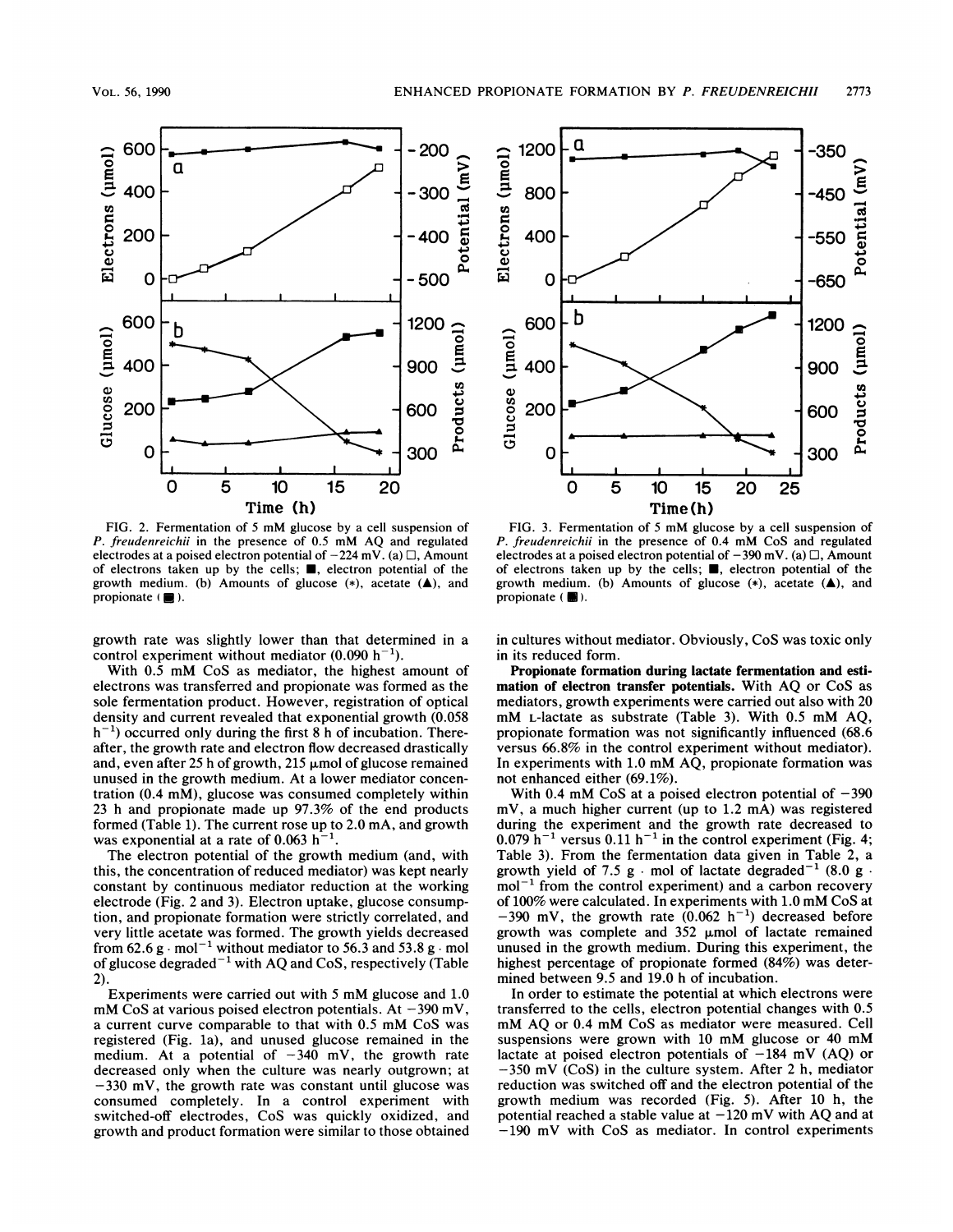FIG. 2. Fermentation of 5 mM glucose by a cell suspension of *P. freudenreichii* in the presence of 0.5 mM AQ and regulated electrodes at a poised electron potential of −224 mV. (a) □, Amount of electrons taken up by the cells; ■, electron potential of the growth medium. (b) Amounts of glucose (*), acetate (▲), and propionate (■).

FIG. 3. Fermentation of 5 mM glucose by a cell suspension of *P. freudenreichii* in the presence of 0.4 mM CoS and regulated electrodes at a poised electron potential of −390 mV. (a) □, Amount of electrons taken up by the cells; ■, electron potential of the growth medium. (b) Amounts of glucose (*), acetate (▲), and propionate (■).

growth rate was slightly lower than that determined in a control experiment without mediator (0.090 $h^{-1}$).

With 0.5 mM CoS as mediator, the highest amount of electrons was transferred and propionate was formed as the sole fermentation product. However, registration of optical density and current revealed that exponential growth (0.058 $h^{-1}$) occurred only during the first 8 h of incubation. Thereafter, the growth rate and electron flow decreased drastically and, even after 25 h of growth, 215 μmol of glucose remained unused in the growth medium. At a lower mediator concentration (0.4 mM), glucose was consumed completely within 23 h and propionate made up 97.3% of the end products formed (Table 1). The current rose up to 2.0 mA, and growth was exponential at a rate of 0.063 $h^{-1}$.

The electron potential of the growth medium (and, with this, the concentration of reduced mediator) was kept nearly constant by continuous mediator reduction at the working electrode (Fig. 2 and 3). Electron uptake, glucose consumption, and propionate formation were strictly correlated, and very little acetate was formed. The growth yields decreased from 62.6 g · $mol^{-1}$ without mediator to 56.3 and 53.8 g · mol of glucose $degraded^{-1}$ with AQ and CoS, respectively (Table 2).

Experiments were carried out with 5 mM glucose and 1.0 mM CoS at various poised electron potentials. At −390 mV, a current curve comparable to that with 0.5 mM CoS was registered (Fig. 1a), and unused glucose remained in the medium. At a potential of −340 mV, the growth rate decreased only when the culture was nearly outgrown; at −330 mV, the growth rate was constant until glucose was consumed completely. In a control experiment with switched-off electrodes, CoS was quickly oxidized, and growth and product formation were similar to those obtained in cultures without mediator. Obviously, CoS was toxic only in its reduced form.

**Propionate formation during lactate fermentation and estimation of electron transfer potentials.** With AQ or CoS as mediators, growth experiments were carried out also with 20 mM L-lactate as substrate (Table 3). With 0.5 mM AQ, propionate formation was not significantly influenced (68.6 versus 66.8% in the control experiment without mediator). In experiments with 1.0 mM AQ, propionate formation was not enhanced either (69.1%).

With 0.4 mM CoS at a poised electron potential of −390 mV, a much higher current (up to 1.2 mA) was registered during the experiment and the growth rate decreased to 0.079 $h^{-1}$ versus 0.11 $h^{-1}$ in the control experiment (Fig. 4; Table 3). From the fermentation data given in Table 2, a growth yield of 7.5 g · mol of lactate $degraded^{-1}$ (8.0 g · $mol^{-1}$ from the control experiment) and a carbon recovery of 100% were calculated. In experiments with 1.0 mM CoS at −390 mV, the growth rate (0.062 $h^{-1}$) decreased before growth was complete and 352 μmol of lactate remained unused in the growth medium. During this experiment, the highest percentage of propionate formed (84%) was determined between 9.5 and 19.0 h of incubation.

In order to estimate the potential at which electrons were transferred to the cells, electron potential changes with 0.5 mM AQ or 0.4 mM CoS as mediator were measured. Cell suspensions were grown with 10 mM glucose or 40 mM lactate at poised electron potentials of −184 mV (AQ) or −350 mV (CoS) in the culture system. After 2 h, mediator reduction was switched off and the electron potential of the growth medium was recorded (Fig. 5). After 10 h, the potential reached a stable value at −120 mV with AQ and at −190 mV with CoS as mediator. In control experiments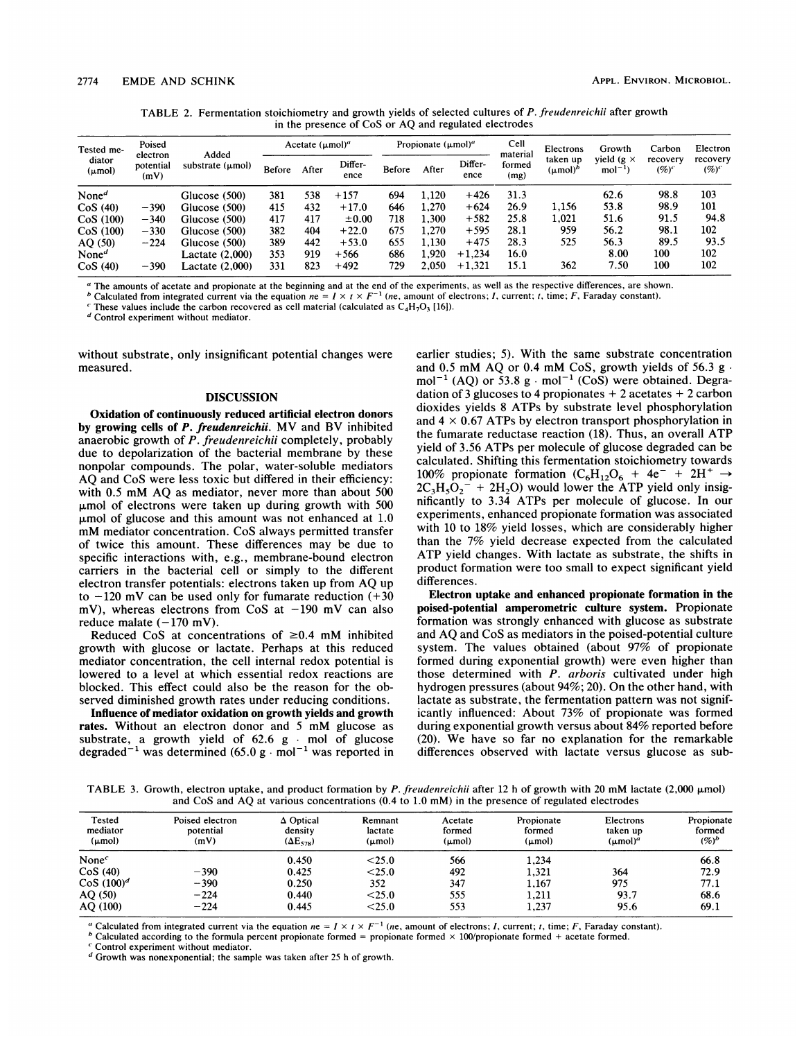TABLE 2. Fermentation stoichiometry and growth yields of selected cultures of *P. freudenreichii* after growth in the presence of CoS or AQ and regulated electrodes

| Tested mediator (μmol) | Poised electron potential (mV) | Added substrate (μmol) | Acetate (μmol)[a] | | | Propionate (μmol)[a] | | | Cell material formed (mg) | Electrons taken up (μmol)[b] | Growth yield (g × mol$^{-1}$) | Carbon recovery (%)[c] | Electron recovery (%)[c] |
|---|---|---|---|---|---|---|---|---|---|---|---|---|---|
| | | | Before | After | Difference | Before | After | Difference | | | | | |
| None[d] | | Glucose (500) | 381 | 538 | +157 | 694 | 1,120 | +426 | 31.3 | | 62.6 | 98.8 | 103 |
| CoS (40) | −390 | Glucose (500) | 415 | 432 | +17.0 | 646 | 1,270 | +624 | 26.9 | 1,156 | 53.8 | 98.9 | 101 |
| CoS (100) | −340 | Glucose (500) | 417 | 417 | ±0.00 | 718 | 1,300 | +582 | 25.8 | 1,021 | 51.6 | 91.5 | 94.8 |
| CoS (100) | −330 | Glucose (500) | 382 | 404 | +22.0 | 675 | 1,270 | +595 | 28.1 | 959 | 56.2 | 98.1 | 102 |
| AQ (50) | −224 | Glucose (500) | 389 | 442 | +53.0 | 655 | 1,130 | +475 | 28.3 | 525 | 56.3 | 89.5 | 93.5 |
| None[d] | | Lactate (2,000) | 353 | 919 | +566 | 686 | 1,920 | +1,234 | 16.0 | | 8.00 | 100 | 102 |
| CoS (40) | −390 | Lactate (2,000) | 331 | 823 | +492 | 729 | 2,050 | +1,321 | 15.1 | 362 | 7.50 | 100 | 102 |

[a] The amounts of acetate and propionate at the beginning and at the end of the experiments, as well as the respective differences, are shown.
[b] Calculated from integrated current via the equation $ne = I \times t \times F^{-1}$ (*ne*, amount of electrons; *I*, current; *t*, time; *F*, Faraday constant).
[c] These values include the carbon recovered as cell material (calculated as $C_4H_7O_3$ [16]).
[d] Control experiment without mediator.

without substrate, only insignificant potential changes were measured.

## DISCUSSION

**Oxidation of continuously reduced artificial electron donors by growing cells of *P. freudenreichii*.** MV and BV inhibited anaerobic growth of *P. freudenreichii* completely, probably due to depolarization of the bacterial membrane by these nonpolar compounds. The polar, water-soluble mediators AQ and CoS were less toxic but differed in their efficiency: with 0.5 mM AQ as mediator, never more than about 500 μmol of electrons were taken up during growth with 500 μmol of glucose and this amount was not enhanced at 1.0 mM mediator concentration. CoS always permitted transfer of twice this amount. These differences may be due to specific interactions with, e.g., membrane-bound electron carriers in the bacterial cell or simply to the different electron transfer potentials: electrons taken up from AQ up to −120 mV can be used only for fumarate reduction (+30 mV), whereas electrons from CoS at −190 mV can also reduce malate (−170 mV).

Reduced CoS at concentrations of ≥0.4 mM inhibited growth with glucose or lactate. Perhaps at this reduced mediator concentration, the cell internal redox potential is lowered to a level at which essential redox reactions are blocked. This effect could also be the reason for the observed diminished growth rates under reducing conditions.

**Influence of mediator oxidation on growth yields and growth rates.** Without an electron donor and 5 mM glucose as substrate, a growth yield of 62.6 g · mol of glucose degraded$^{-1}$ was determined (65.0 g · mol$^{-1}$ was reported in earlier studies; 5). With the same substrate concentration and 0.5 mM AQ or 0.4 mM CoS, growth yields of 56.3 g · mol$^{-1}$ (AQ) or 53.8 g · mol$^{-1}$ (CoS) were obtained. Degradation of 3 glucoses to 4 propionates + 2 acetates + 2 carbon dioxides yields 8 ATPs by substrate level phosphorylation and 4 × 0.67 ATPs by electron transport phosphorylation in the fumarate reductase reaction (18). Thus, an overall ATP yield of 3.56 ATPs per molecule of glucose degraded can be calculated. Shifting this fermentation stoichiometry towards 100% propionate formation ($C_6H_{12}O_6 + 4e^- + 2H^+ \rightarrow 2C_3H_5O_2^- + 2H_2O$) would lower the ATP yield only insignificantly to 3.34 ATPs per molecule of glucose. In our experiments, enhanced propionate formation was associated with 10 to 18% yield losses, which are considerably higher than the 7% yield decrease expected from the calculated ATP yield changes. With lactate as substrate, the shifts in product formation were too small to expect significant yield differences.

**Electron uptake and enhanced propionate formation in the poised-potential amperometric culture system.** Propionate formation was strongly enhanced with glucose as substrate and AQ and CoS as mediators in the poised-potential culture system. The values obtained (about 97% of propionate formed during exponential growth) were even higher than those determined with *P. arboris* cultivated under high hydrogen pressures (about 94%; 20). On the other hand, with lactate as substrate, the fermentation pattern was not significantly influenced: About 73% of propionate was formed during exponential growth versus about 84% reported before (20). We have so far no explanation for the remarkable differences observed with lactate versus glucose as sub-

TABLE 3. Growth, electron uptake, and product formation by *P. freudenreichii* after 12 h of growth with 20 mM lactate (2,000 μmol) and CoS and AQ at various concentrations (0.4 to 1.0 mM) in the presence of regulated electrodes

| Tested mediator (μmol) | Poised electron potential (mV) | Δ Optical density ($\Delta E_{578}$) | Remnant lactate (μmol) | Acetate formed (μmol) | Propionate formed (μmol) | Electrons taken up (μmol)[a] | Propionate formed (%)[b] |
|---|---|---|---|---|---|---|---|
| None[c] | | 0.450 | <25.0 | 566 | 1,234 | | 66.8 |
| CoS (40) | −390 | 0.425 | <25.0 | 492 | 1,321 | 364 | 72.9 |
| CoS (100)[d] | −390 | 0.250 | 352 | 347 | 1,167 | 975 | 77.1 |
| AQ (50) | −224 | 0.440 | <25.0 | 555 | 1,211 | 93.7 | 68.6 |
| AQ (100) | −224 | 0.445 | <25.0 | 553 | 1,237 | 95.6 | 69.1 |

[a] Calculated from integrated current via the equation $ne = I \times t \times F^{-1}$ (*ne*, amount of electrons; *I*, current; *t*, time; *F*, Faraday constant).
[b] Calculated according to the formula percent propionate formed = propionate formed × 100/propionate formed + acetate formed.
[c] Control experiment without mediator.
[d] Growth was nonexponential; the sample was taken after 25 h of growth.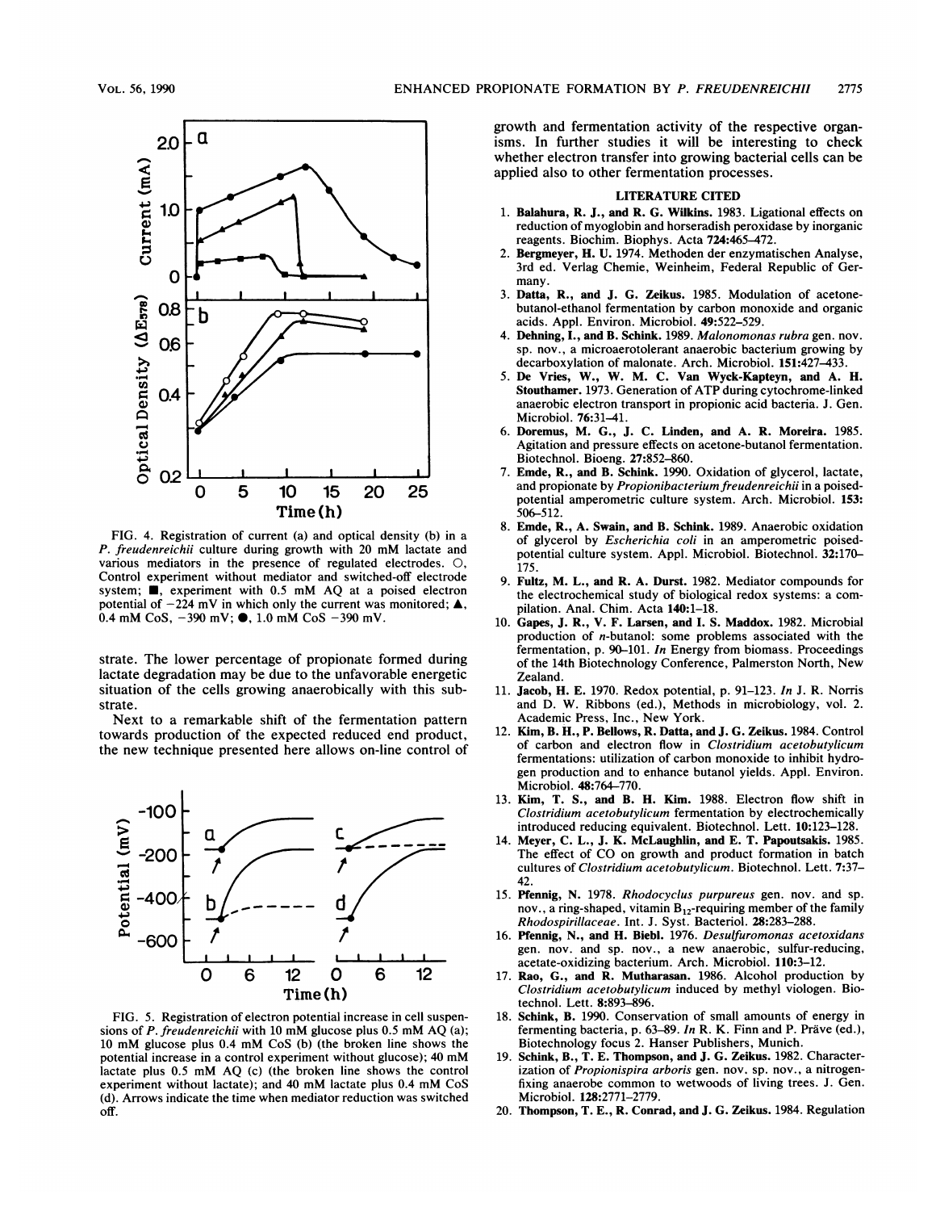FIG. 4. Registration of current (a) and optical density (b) in a *P. freudenreichii* culture during growth with 20 mM lactate and various mediators in the presence of regulated electrodes. ○, Control experiment without mediator and switched-off electrode system; ■, experiment with 0.5 mM AQ at a poised electron potential of −224 mV in which only the current was monitored; ▲, 0.4 mM CoS, −390 mV; ●, 1.0 mM CoS −390 mV.

strate. The lower percentage of propionate formed during lactate degradation may be due to the unfavorable energetic situation of the cells growing anaerobically with this substrate.

Next to a remarkable shift of the fermentation pattern towards production of the expected reduced end product, the new technique presented here allows on-line control of growth and fermentation activity of the respective organisms. In further studies it will be interesting to check whether electron transfer into growing bacterial cells can be applied also to other fermentation processes.

FIG. 5. Registration of electron potential increase in cell suspensions of *P. freudenreichii* with 10 mM glucose plus 0.5 mM AQ (a); 10 mM glucose plus 0.4 mM CoS (b) (the broken line shows the potential increase in a control experiment without glucose); 40 mM lactate plus 0.5 mM AQ (c) (the broken line shows the control experiment without lactate); and 40 mM lactate plus 0.4 mM CoS (d). Arrows indicate the time when mediator reduction was switched off.

## LITERATURE CITED

1. **Balahura, R. J., and R. G. Wilkins.** 1983. Ligational effects on reduction of myoglobin and horseradish peroxidase by inorganic reagents. Biochim. Biophys. Acta **724**:465–472.
2. **Bergmeyer, H. U.** 1974. Methoden der enzymatischen Analyse, 3rd ed. Verlag Chemie, Weinheim, Federal Republic of Germany.
3. **Datta, R., and J. G. Zeikus.** 1985. Modulation of acetone-butanol-ethanol fermentation by carbon monoxide and organic acids. Appl. Environ. Microbiol. **49**:522–529.
4. **Dehning, I., and B. Schink.** 1989. *Malonomonas rubra* gen. nov. sp. nov., a microaerotolerant anaerobic bacterium growing by decarboxylation of malonate. Arch. Microbiol. **151**:427–433.
5. **De Vries, W., W. M. C. Van Wyck-Kapteyn, and A. H. Stouthamer.** 1973. Generation of ATP during cytochrome-linked anaerobic electron transport in propionic acid bacteria. J. Gen. Microbiol. **76**:31–41.
6. **Doremus, M. G., J. C. Linden, and A. R. Moreira.** 1985. Agitation and pressure effects on acetone-butanol fermentation. Biotechnol. Bioeng. **27**:852–860.
7. **Emde, R., and B. Schink.** 1990. Oxidation of glycerol, lactate, and propionate by *Propionibacterium freudenreichii* in a poised-potential amperometric culture system. Arch. Microbiol. **153**: 506–512.
8. **Emde, R., A. Swain, and B. Schink.** 1989. Anaerobic oxidation of glycerol by *Escherichia coli* in an amperometric poised-potential culture system. Appl. Microbiol. Biotechnol. **32**:170–175.
9. **Fultz, M. L., and R. A. Durst.** 1982. Mediator compounds for the electrochemical study of biological redox systems: a compilation. Anal. Chim. Acta **140**:1–18.
10. **Gapes, J. R., V. F. Larsen, and I. S. Maddox.** 1982. Microbial production of *n*-butanol: some problems associated with the fermentation, p. 90–101. *In* Energy from biomass. Proceedings of the 14th Biotechnology Conference, Palmerston North, New Zealand.
11. **Jacob, H. E.** 1970. Redox potential, p. 91–123. *In* J. R. Norris and D. W. Ribbons (ed.), Methods in microbiology, vol. 2. Academic Press, Inc., New York.
12. **Kim, B. H., P. Bellows, R. Datta, and J. G. Zeikus.** 1984. Control of carbon and electron flow in *Clostridium acetobutylicum* fermentations: utilization of carbon monoxide to inhibit hydrogen production and to enhance butanol yields. Appl. Environ. Microbiol. **48**:764–770.
13. **Kim, T. S., and B. H. Kim.** 1988. Electron flow shift in *Clostridium acetobutylicum* fermentation by electrochemically introduced reducing equivalent. Biotechnol. Lett. **10**:123–128.
14. **Meyer, C. L., J. K. McLaughlin, and E. T. Papoutsakis.** 1985. The effect of CO on growth and product formation in batch cultures of *Clostridium acetobutylicum*. Biotechnol. Lett. **7**:37–42.
15. **Pfennig, N.** 1978. *Rhodocyclus purpureus* gen. nov. and sp. nov., a ring-shaped, vitamin $B_{12}$-requiring member of the family *Rhodospirillaceae*. Int. J. Syst. Bacteriol. **28**:283–288.
16. **Pfennig, N., and H. Biebl.** 1976. *Desulfuromonas acetoxidans* gen. nov. and sp. nov., a new anaerobic, sulfur-reducing, acetate-oxidizing bacterium. Arch. Microbiol. **110**:3–12.
17. **Rao, G., and R. Mutharasan.** 1986. Alcohol production by *Clostridium acetobutylicum* induced by methyl viologen. Biotechnol. Lett. **8**:893–896.
18. **Schink, B.** 1990. Conservation of small amounts of energy in fermenting bacteria, p. 63–89. *In* R. K. Finn and P. Präve (ed.), Biotechnology focus 2. Hanser Publishers, Munich.
19. **Schink, B., T. E. Thompson, and J. G. Zeikus.** 1982. Characterization of *Propionispira arboris* gen. nov. sp. nov., a nitrogen-fixing anaerobe common to wetwoods of living trees. J. Gen. Microbiol. **128**:2771–2779.
20. **Thompson, T. E., R. Conrad, and J. G. Zeikus.** 1984. Regulation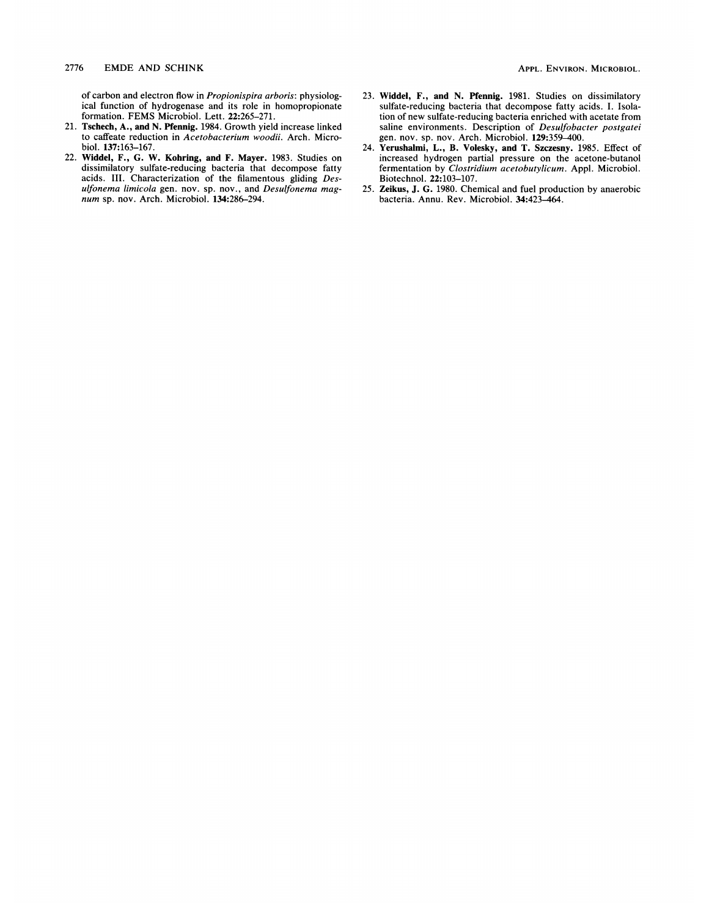of carbon and electron flow in *Propionispira arboris*: physiological function of hydrogenase and its role in homopropionate formation. FEMS Microbiol. Lett. **22**:265–271.

21. **Tschech, A., and N. Pfennig.** 1984. Growth yield increase linked to caffeate reduction in *Acetobacterium woodii*. Arch. Microbiol. **137**:163–167.
22. **Widdel, F., G. W. Kohring, and F. Mayer.** 1983. Studies on dissimilatory sulfate-reducing bacteria that decompose fatty acids. III. Characterization of the filamentous gliding *Desulfonema limicola* gen. nov. sp. nov., and *Desulfonema magnum* sp. nov. Arch. Microbiol. **134**:286–294.
23. **Widdel, F., and N. Pfennig.** 1981. Studies on dissimilatory sulfate-reducing bacteria that decompose fatty acids. I. Isolation of new sulfate-reducing bacteria enriched with acetate from saline environments. Description of *Desulfobacter postgatei* gen. nov. sp. nov. Arch. Microbiol. **129**:359–400.
24. **Yerushalmi, L., B. Volesky, and T. Szczesny.** 1985. Effect of increased hydrogen partial pressure on the acetone-butanol fermentation by *Clostridium acetobutylicum*. Appl. Microbiol. Biotechnol. **22**:103–107.
25. **Zeikus, J. G.** 1980. Chemical and fuel production by anaerobic bacteria. Annu. Rev. Microbiol. **34**:423–464.